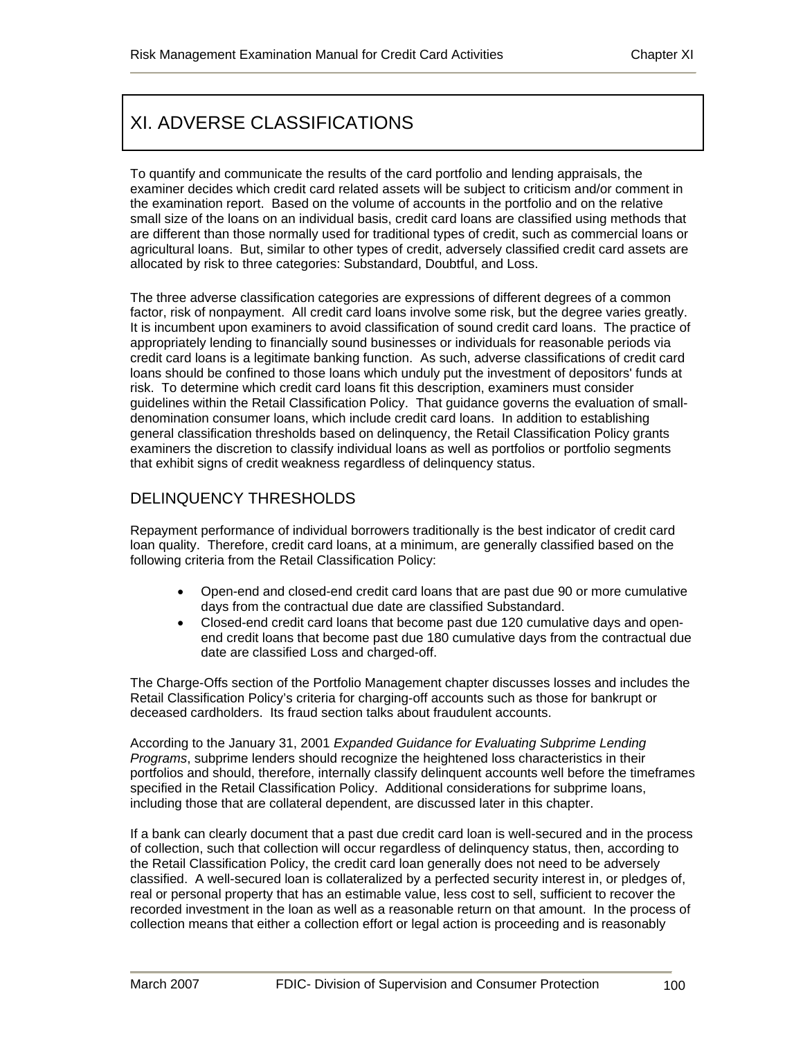# XI. ADVERSE CLASSIFICATIONS

To quantify and communicate the results of the card portfolio and lending appraisals, the examiner decides which credit card related assets will be subject to criticism and/or comment in the examination report. Based on the volume of accounts in the portfolio and on the relative small size of the loans on an individual basis, credit card loans are classified using methods that are different than those normally used for traditional types of credit, such as commercial loans or agricultural loans. But, similar to other types of credit, adversely classified credit card assets are allocated by risk to three categories: Substandard, Doubtful, and Loss.

The three adverse classification categories are expressions of different degrees of a common factor, risk of nonpayment. All credit card loans involve some risk, but the degree varies greatly. It is incumbent upon examiners to avoid classification of sound credit card loans. The practice of appropriately lending to financially sound businesses or individuals for reasonable periods via credit card loans is a legitimate banking function. As such, adverse classifications of credit card loans should be confined to those loans which unduly put the investment of depositors' funds at risk. To determine which credit card loans fit this description, examiners must consider guidelines within the Retail Classification Policy. That guidance governs the evaluation of small-denomination consumer loans, which include credit card loans. In addition to establishing general classification thresholds based on delinquency, the Retail Classification Policy grants examiners the discretion to classify individual loans as well as portfolios or portfolio segments that exhibit signs of credit weakness regardless of delinquency status.

## DELINQUENCY THRESHOLDS

Repayment performance of individual borrowers traditionally is the best indicator of credit card loan quality. Therefore, credit card loans, at a minimum, are generally classified based on the following criteria from the Retail Classification Policy:

- Open-end and closed-end credit card loans that are past due 90 or more cumulative days from the contractual due date are classified Substandard.
- Closed-end credit card loans that become past due 120 cumulative days and open-end credit loans that become past due 180 cumulative days from the contractual due date are classified Loss and charged-off.

The Charge-Offs section of the Portfolio Management chapter discusses losses and includes the Retail Classification Policy's criteria for charging-off accounts such as those for bankrupt or deceased cardholders. Its fraud section talks about fraudulent accounts.

According to the January 31, 2001 *Expanded Guidance for Evaluating Subprime Lending Programs*, subprime lenders should recognize the heightened loss characteristics in their portfolios and should, therefore, internally classify delinquent accounts well before the timeframes specified in the Retail Classification Policy. Additional considerations for subprime loans, including those that are collateral dependent, are discussed later in this chapter.

If a bank can clearly document that a past due credit card loan is well-secured and in the process of collection, such that collection will occur regardless of delinquency status, then, according to the Retail Classification Policy, the credit card loan generally does not need to be adversely classified. A well-secured loan is collateralized by a perfected security interest in, or pledges of, real or personal property that has an estimable value, less cost to sell, sufficient to recover the recorded investment in the loan as well as a reasonable return on that amount. In the process of collection means that either a collection effort or legal action is proceeding and is reasonably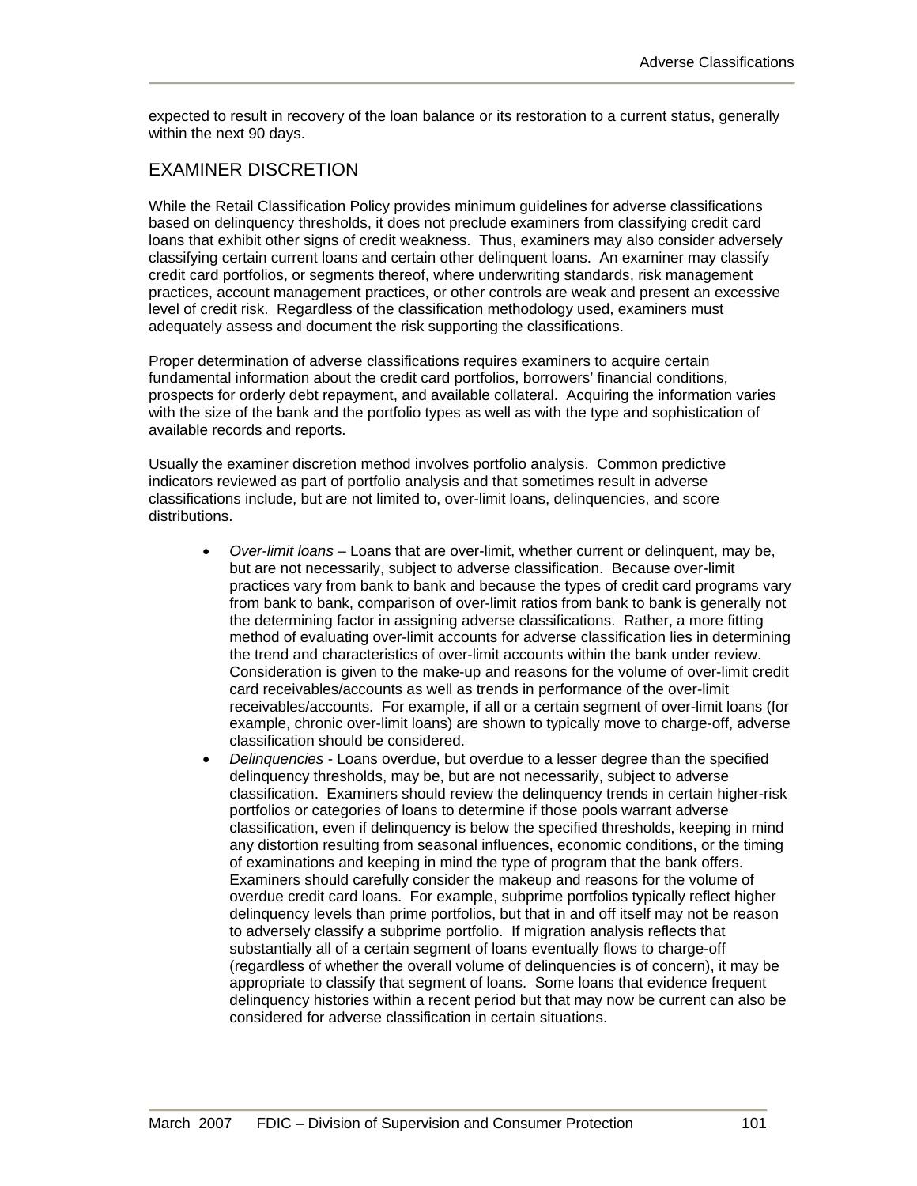expected to result in recovery of the loan balance or its restoration to a current status, generally within the next 90 days.

## EXAMINER DISCRETION

While the Retail Classification Policy provides minimum guidelines for adverse classifications based on delinquency thresholds, it does not preclude examiners from classifying credit card loans that exhibit other signs of credit weakness. Thus, examiners may also consider adversely classifying certain current loans and certain other delinquent loans. An examiner may classify credit card portfolios, or segments thereof, where underwriting standards, risk management practices, account management practices, or other controls are weak and present an excessive level of credit risk. Regardless of the classification methodology used, examiners must adequately assess and document the risk supporting the classifications.

Proper determination of adverse classifications requires examiners to acquire certain fundamental information about the credit card portfolios, borrowers' financial conditions, prospects for orderly debt repayment, and available collateral. Acquiring the information varies with the size of the bank and the portfolio types as well as with the type and sophistication of available records and reports.

Usually the examiner discretion method involves portfolio analysis. Common predictive indicators reviewed as part of portfolio analysis and that sometimes result in adverse classifications include, but are not limited to, over-limit loans, delinquencies, and score distributions.

- *Over-limit loans* – Loans that are over-limit, whether current or delinquent, may be, but are not necessarily, subject to adverse classification. Because over-limit practices vary from bank to bank and because the types of credit card programs vary from bank to bank, comparison of over-limit ratios from bank to bank is generally not the determining factor in assigning adverse classifications. Rather, a more fitting method of evaluating over-limit accounts for adverse classification lies in determining the trend and characteristics of over-limit accounts within the bank under review. Consideration is given to the make-up and reasons for the volume of over-limit credit card receivables/accounts as well as trends in performance of the over-limit receivables/accounts. For example, if all or a certain segment of over-limit loans (for example, chronic over-limit loans) are shown to typically move to charge-off, adverse classification should be considered.
- *Delinquencies* - Loans overdue, but overdue to a lesser degree than the specified delinquency thresholds, may be, but are not necessarily, subject to adverse classification. Examiners should review the delinquency trends in certain higher-risk portfolios or categories of loans to determine if those pools warrant adverse classification, even if delinquency is below the specified thresholds, keeping in mind any distortion resulting from seasonal influences, economic conditions, or the timing of examinations and keeping in mind the type of program that the bank offers. Examiners should carefully consider the makeup and reasons for the volume of overdue credit card loans. For example, subprime portfolios typically reflect higher delinquency levels than prime portfolios, but that in and off itself may not be reason to adversely classify a subprime portfolio. If migration analysis reflects that substantially all of a certain segment of loans eventually flows to charge-off (regardless of whether the overall volume of delinquencies is of concern), it may be appropriate to classify that segment of loans. Some loans that evidence frequent delinquency histories within a recent period but that may now be current can also be considered for adverse classification in certain situations.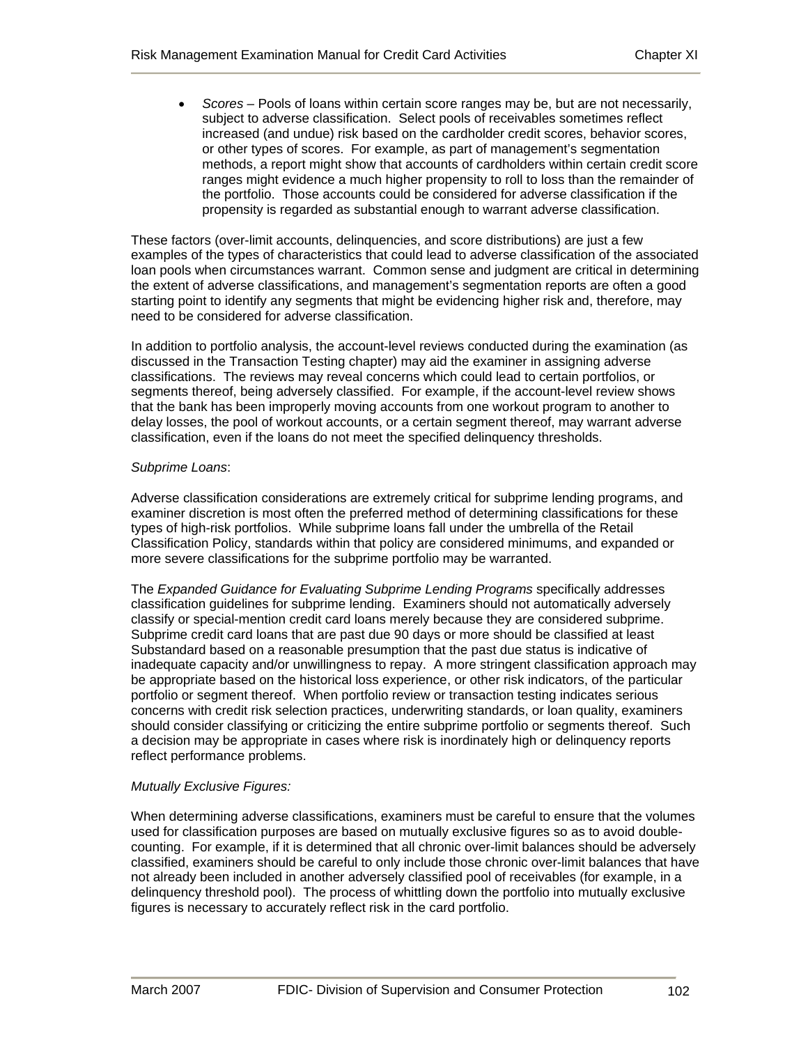- *Scores* – Pools of loans within certain score ranges may be, but are not necessarily, subject to adverse classification. Select pools of receivables sometimes reflect increased (and undue) risk based on the cardholder credit scores, behavior scores, or other types of scores. For example, as part of management's segmentation methods, a report might show that accounts of cardholders within certain credit score ranges might evidence a much higher propensity to roll to loss than the remainder of the portfolio. Those accounts could be considered for adverse classification if the propensity is regarded as substantial enough to warrant adverse classification.

These factors (over-limit accounts, delinquencies, and score distributions) are just a few examples of the types of characteristics that could lead to adverse classification of the associated loan pools when circumstances warrant. Common sense and judgment are critical in determining the extent of adverse classifications, and management's segmentation reports are often a good starting point to identify any segments that might be evidencing higher risk and, therefore, may need to be considered for adverse classification.

In addition to portfolio analysis, the account-level reviews conducted during the examination (as discussed in the Transaction Testing chapter) may aid the examiner in assigning adverse classifications. The reviews may reveal concerns which could lead to certain portfolios, or segments thereof, being adversely classified. For example, if the account-level review shows that the bank has been improperly moving accounts from one workout program to another to delay losses, the pool of workout accounts, or a certain segment thereof, may warrant adverse classification, even if the loans do not meet the specified delinquency thresholds.

*Subprime Loans*:

Adverse classification considerations are extremely critical for subprime lending programs, and examiner discretion is most often the preferred method of determining classifications for these types of high-risk portfolios. While subprime loans fall under the umbrella of the Retail Classification Policy, standards within that policy are considered minimums, and expanded or more severe classifications for the subprime portfolio may be warranted.

The *Expanded Guidance for Evaluating Subprime Lending Programs* specifically addresses classification guidelines for subprime lending. Examiners should not automatically adversely classify or special-mention credit card loans merely because they are considered subprime. Subprime credit card loans that are past due 90 days or more should be classified at least Substandard based on a reasonable presumption that the past due status is indicative of inadequate capacity and/or unwillingness to repay. A more stringent classification approach may be appropriate based on the historical loss experience, or other risk indicators, of the particular portfolio or segment thereof. When portfolio review or transaction testing indicates serious concerns with credit risk selection practices, underwriting standards, or loan quality, examiners should consider classifying or criticizing the entire subprime portfolio or segments thereof. Such a decision may be appropriate in cases where risk is inordinately high or delinquency reports reflect performance problems.

*Mutually Exclusive Figures:*

When determining adverse classifications, examiners must be careful to ensure that the volumes used for classification purposes are based on mutually exclusive figures so as to avoid double-counting. For example, if it is determined that all chronic over-limit balances should be adversely classified, examiners should be careful to only include those chronic over-limit balances that have not already been included in another adversely classified pool of receivables (for example, in a delinquency threshold pool). The process of whittling down the portfolio into mutually exclusive figures is necessary to accurately reflect risk in the card portfolio.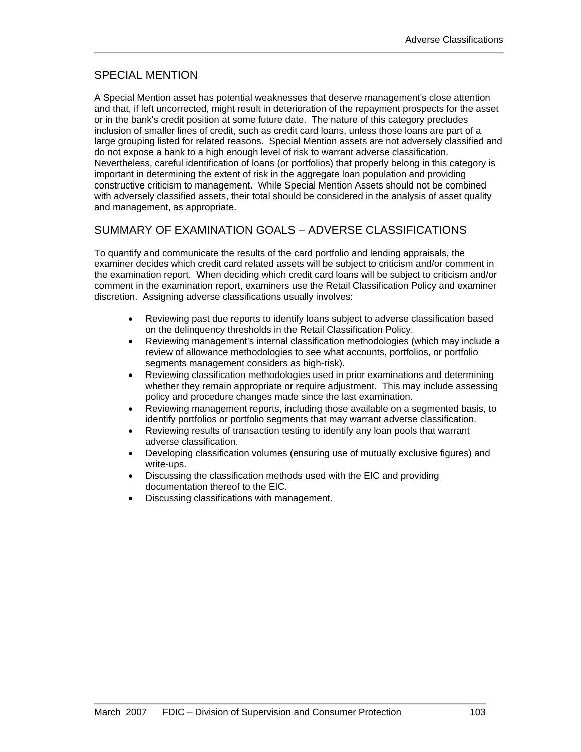## SPECIAL MENTION

A Special Mention asset has potential weaknesses that deserve management's close attention and that, if left uncorrected, might result in deterioration of the repayment prospects for the asset or in the bank's credit position at some future date. The nature of this category precludes inclusion of smaller lines of credit, such as credit card loans, unless those loans are part of a large grouping listed for related reasons. Special Mention assets are not adversely classified and do not expose a bank to a high enough level of risk to warrant adverse classification. Nevertheless, careful identification of loans (or portfolios) that properly belong in this category is important in determining the extent of risk in the aggregate loan population and providing constructive criticism to management. While Special Mention Assets should not be combined with adversely classified assets, their total should be considered in the analysis of asset quality and management, as appropriate.

## SUMMARY OF EXAMINATION GOALS – ADVERSE CLASSIFICATIONS

To quantify and communicate the results of the card portfolio and lending appraisals, the examiner decides which credit card related assets will be subject to criticism and/or comment in the examination report. When deciding which credit card loans will be subject to criticism and/or comment in the examination report, examiners use the Retail Classification Policy and examiner discretion. Assigning adverse classifications usually involves:

- Reviewing past due reports to identify loans subject to adverse classification based on the delinquency thresholds in the Retail Classification Policy.
- Reviewing management's internal classification methodologies (which may include a review of allowance methodologies to see what accounts, portfolios, or portfolio segments management considers as high-risk).
- Reviewing classification methodologies used in prior examinations and determining whether they remain appropriate or require adjustment. This may include assessing policy and procedure changes made since the last examination.
- Reviewing management reports, including those available on a segmented basis, to identify portfolios or portfolio segments that may warrant adverse classification.
- Reviewing results of transaction testing to identify any loan pools that warrant adverse classification.
- Developing classification volumes (ensuring use of mutually exclusive figures) and write-ups.
- Discussing the classification methods used with the EIC and providing documentation thereof to the EIC.
- Discussing classifications with management.